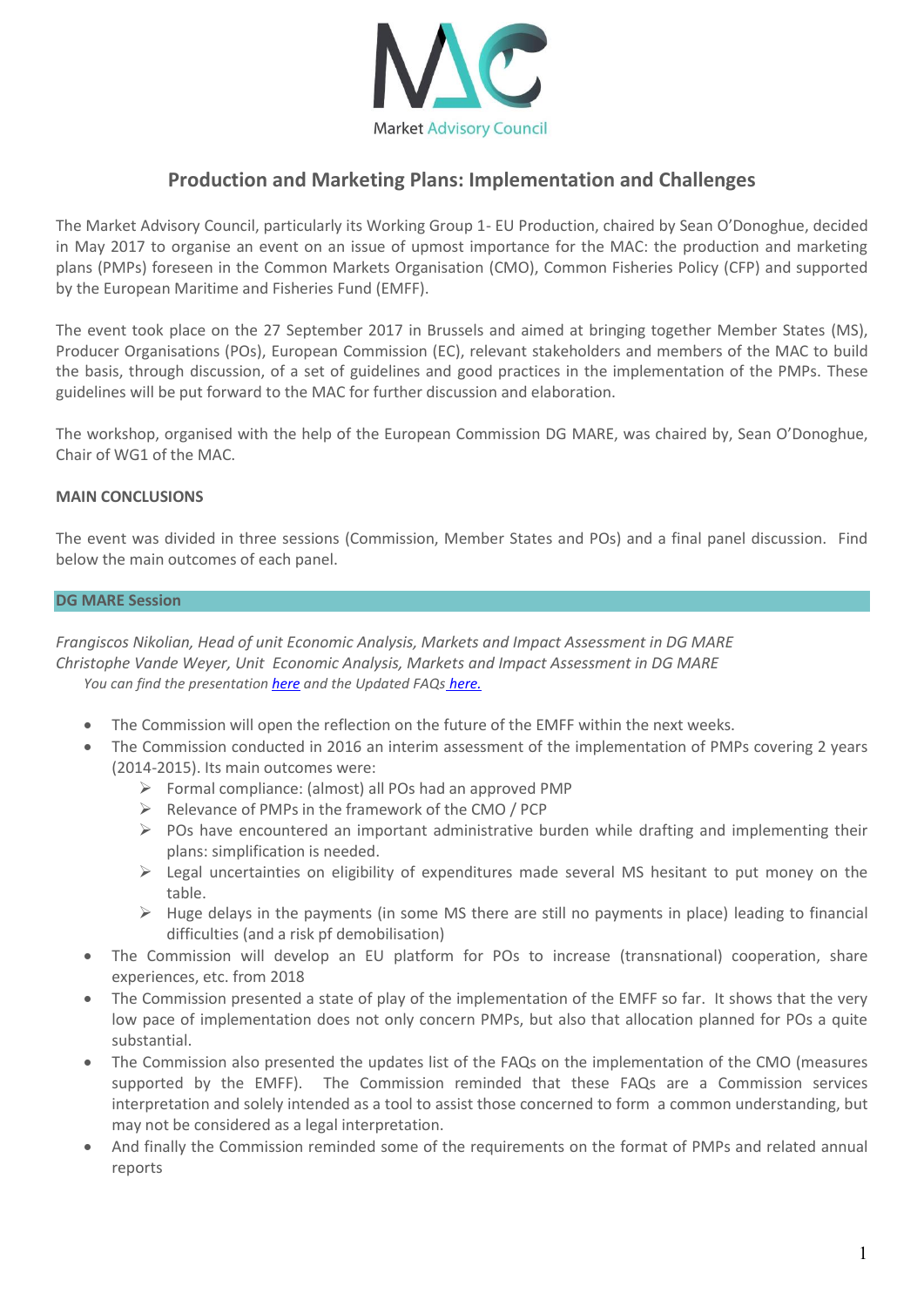Market Advisory Council

# Production and Marketing Plans: Implementation and Challenges

The Market Advisory Council, particularly its Working Group 1- EU Production, chaired by Sean O'Donoghue, decided in May 2017 to organise an event on an issue of upmost importance for the MAC: the production and marketing plans (PMPs) foreseen in the Common Markets Organisation (CMO), Common Fisheries Policy (CFP) and supported by the European Maritime and Fisheries Fund (EMFF).

The event took place on the 27 September 2017 in Brussels and aimed at bringing together Member States (MS), Producer Organisations (POs), European Commission (EC), relevant stakeholders and members of the MAC to build the basis, through discussion, of a set of guidelines and good practices in the implementation of the PMPs. These guidelines will be put forward to the MAC for further discussion and elaboration.

The workshop, organised with the help of the European Commission DG MARE, was chaired by, Sean O'Donoghue, Chair of WG1 of the MAC.

**MAIN CONCLUSIONS**

The event was divided in three sessions (Commission, Member States and POs) and a final panel discussion. Find below the main outcomes of each panel.

## DG MARE Session

*Frangiscos Nikolian, Head of unit Economic Analysis, Markets and Impact Assessment in DG MARE*
*Christophe Vande Weyer, Unit Economic Analysis, Markets and Impact Assessment in DG MARE*
*You can find the presentation here and the Updated FAQs here.*

- The Commission will open the reflection on the future of the EMFF within the next weeks.
- The Commission conducted in 2016 an interim assessment of the implementation of PMPs covering 2 years (2014-2015). Its main outcomes were:
  - Formal compliance: (almost) all POs had an approved PMP
  - Relevance of PMPs in the framework of the CMO / PCP
  - POs have encountered an important administrative burden while drafting and implementing their plans: simplification is needed.
  - Legal uncertainties on eligibility of expenditures made several MS hesitant to put money on the table.
  - Huge delays in the payments (in some MS there are still no payments in place) leading to financial difficulties (and a risk pf demobilisation)
- The Commission will develop an EU platform for POs to increase (transnational) cooperation, share experiences, etc. from 2018
- The Commission presented a state of play of the implementation of the EMFF so far. It shows that the very low pace of implementation does not only concern PMPs, but also that allocation planned for POs a quite substantial.
- The Commission also presented the updates list of the FAQs on the implementation of the CMO (measures supported by the EMFF). The Commission reminded that these FAQs are a Commission services interpretation and solely intended as a tool to assist those concerned to form a common understanding, but may not be considered as a legal interpretation.
- And finally the Commission reminded some of the requirements on the format of PMPs and related annual reports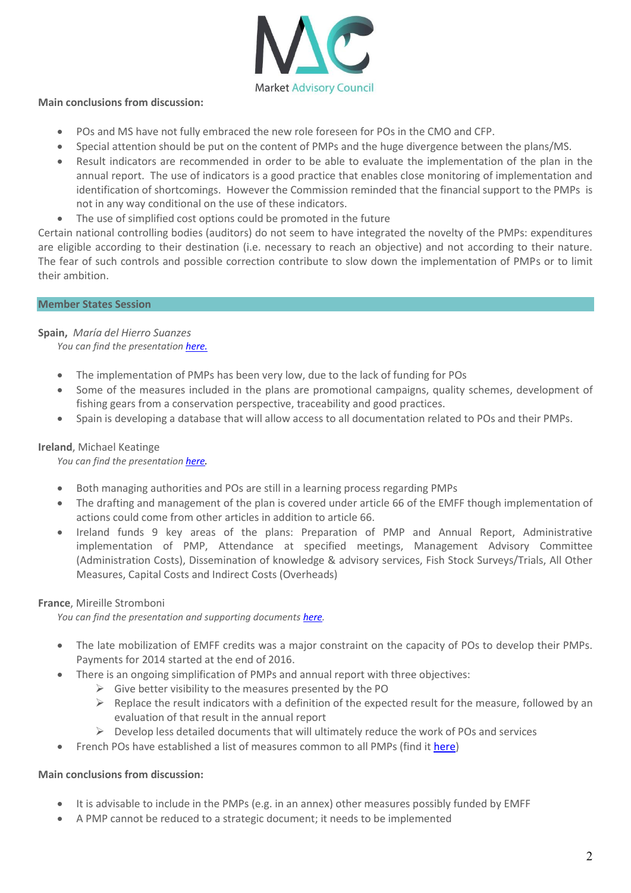**Main conclusions from discussion:**

- POs and MS have not fully embraced the new role foreseen for POs in the CMO and CFP.
- Special attention should be put on the content of PMPs and the huge divergence between the plans/MS.
- Result indicators are recommended in order to be able to evaluate the implementation of the plan in the annual report. The use of indicators is a good practice that enables close monitoring of implementation and identification of shortcomings. However the Commission reminded that the financial support to the PMPs is not in any way conditional on the use of these indicators.
- The use of simplified cost options could be promoted in the future

Certain national controlling bodies (auditors) do not seem to have integrated the novelty of the PMPs: expenditures are eligible according to their destination (i.e. necessary to reach an objective) and not according to their nature. The fear of such controls and possible correction contribute to slow down the implementation of PMPs or to limit their ambition.

## Member States Session

**Spain,** *María del Hierro Suanzes*

*You can find the presentation here.*

- The implementation of PMPs has been very low, due to the lack of funding for POs
- Some of the measures included in the plans are promotional campaigns, quality schemes, development of fishing gears from a conservation perspective, traceability and good practices.
- Spain is developing a database that will allow access to all documentation related to POs and their PMPs.

**Ireland**, Michael Keatinge

*You can find the presentation here.*

- Both managing authorities and POs are still in a learning process regarding PMPs
- The drafting and management of the plan is covered under article 66 of the EMFF though implementation of actions could come from other articles in addition to article 66.
- Ireland funds 9 key areas of the plans: Preparation of PMP and Annual Report, Administrative implementation of PMP, Attendance at specified meetings, Management Advisory Committee (Administration Costs), Dissemination of knowledge & advisory services, Fish Stock Surveys/Trials, All Other Measures, Capital Costs and Indirect Costs (Overheads)

**France**, Mireille Stromboni

*You can find the presentation and supporting documents here.*

- The late mobilization of EMFF credits was a major constraint on the capacity of POs to develop their PMPs. Payments for 2014 started at the end of 2016.
- There is an ongoing simplification of PMPs and annual report with three objectives:
  - Give better visibility to the measures presented by the PO
  - Replace the result indicators with a definition of the expected result for the measure, followed by an evaluation of that result in the annual report
  - Develop less detailed documents that will ultimately reduce the work of POs and services
- French POs have established a list of measures common to all PMPs (find it here)

**Main conclusions from discussion:**

- It is advisable to include in the PMPs (e.g. in an annex) other measures possibly funded by EMFF
- A PMP cannot be reduced to a strategic document; it needs to be implemented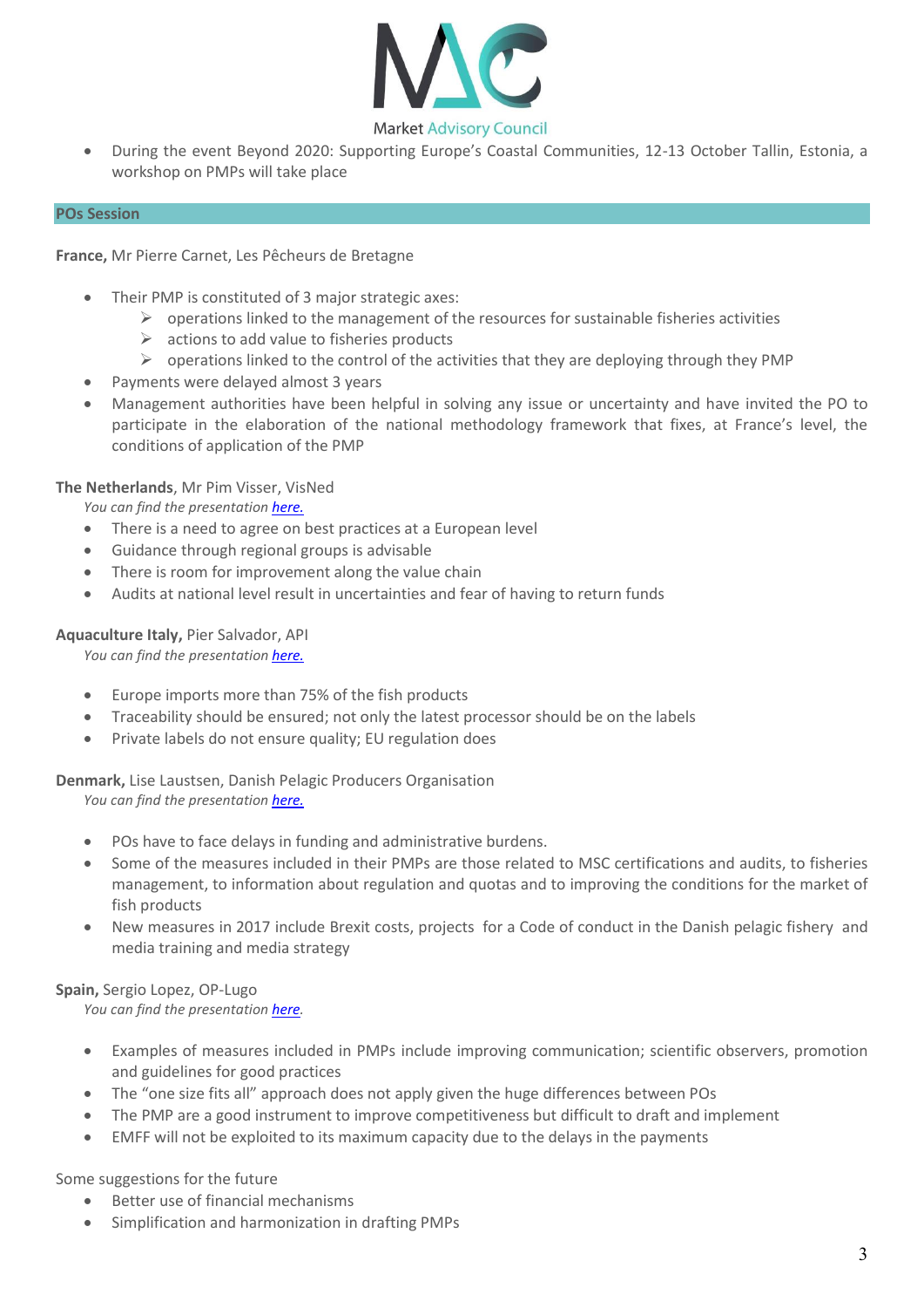- During the event Beyond 2020: Supporting Europe's Coastal Communities, 12-13 October Tallin, Estonia, a workshop on PMPs will take place

## POs Session

**France,** Mr Pierre Carnet, Les Pêcheurs de Bretagne

- Their PMP is constituted of 3 major strategic axes:
  - operations linked to the management of the resources for sustainable fisheries activities
  - actions to add value to fisheries products
  - operations linked to the control of the activities that they are deploying through they PMP
- Payments were delayed almost 3 years
- Management authorities have been helpful in solving any issue or uncertainty and have invited the PO to participate in the elaboration of the national methodology framework that fixes, at France's level, the conditions of application of the PMP

**The Netherlands**, Mr Pim Visser, VisNed

*You can find the presentation here.*

- There is a need to agree on best practices at a European level
- Guidance through regional groups is advisable
- There is room for improvement along the value chain
- Audits at national level result in uncertainties and fear of having to return funds

**Aquaculture Italy,** Pier Salvador, API

*You can find the presentation here.*

- Europe imports more than 75% of the fish products
- Traceability should be ensured; not only the latest processor should be on the labels
- Private labels do not ensure quality; EU regulation does

**Denmark,** Lise Laustsen, Danish Pelagic Producers Organisation

*You can find the presentation here.*

- POs have to face delays in funding and administrative burdens.
- Some of the measures included in their PMPs are those related to MSC certifications and audits, to fisheries management, to information about regulation and quotas and to improving the conditions for the market of fish products
- New measures in 2017 include Brexit costs, projects for a Code of conduct in the Danish pelagic fishery and media training and media strategy

**Spain,** Sergio Lopez, OP-Lugo

*You can find the presentation here.*

- Examples of measures included in PMPs include improving communication; scientific observers, promotion and guidelines for good practices
- The "one size fits all" approach does not apply given the huge differences between POs
- The PMP are a good instrument to improve competitiveness but difficult to draft and implement
- EMFF will not be exploited to its maximum capacity due to the delays in the payments

Some suggestions for the future

- Better use of financial mechanisms
- Simplification and harmonization in drafting PMPs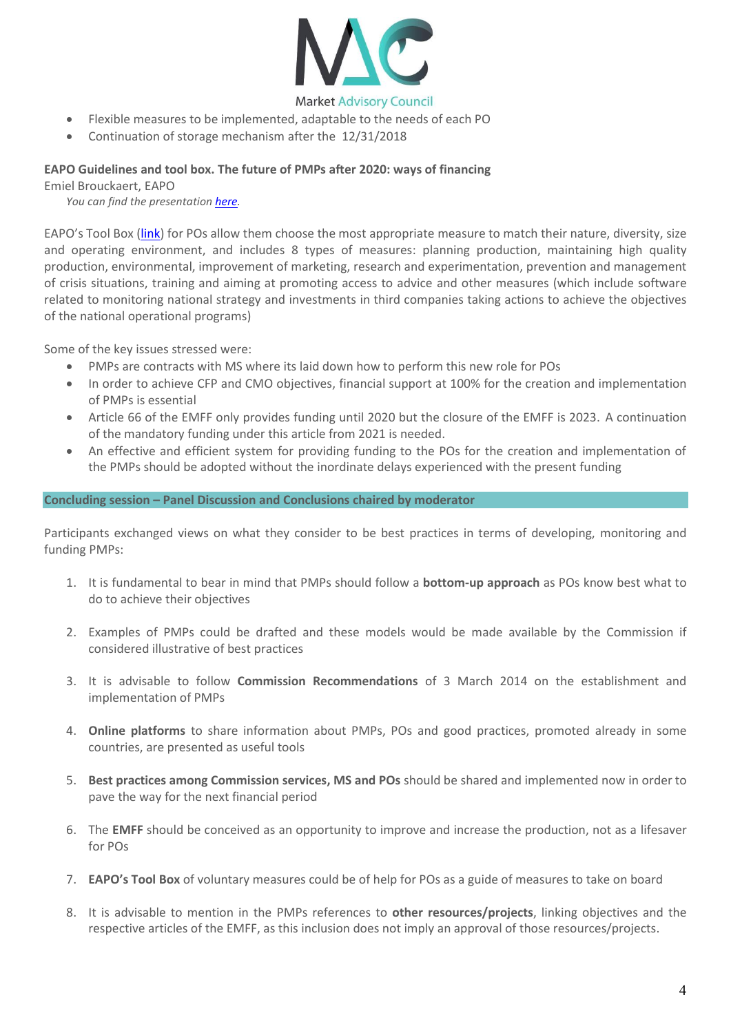- Flexible measures to be implemented, adaptable to the needs of each PO
- Continuation of storage mechanism after the 12/31/2018

**EAPO Guidelines and tool box. The future of PMPs after 2020: ways of financing**

Emiel Brouckaert, EAPO

*You can find the presentation here.*

EAPO's Tool Box (link) for POs allow them choose the most appropriate measure to match their nature, diversity, size and operating environment, and includes 8 types of measures: planning production, maintaining high quality production, environmental, improvement of marketing, research and experimentation, prevention and management of crisis situations, training and aiming at promoting access to advice and other measures (which include software related to monitoring national strategy and investments in third companies taking actions to achieve the objectives of the national operational programs)

Some of the key issues stressed were:

- PMPs are contracts with MS where its laid down how to perform this new role for POs
- In order to achieve CFP and CMO objectives, financial support at 100% for the creation and implementation of PMPs is essential
- Article 66 of the EMFF only provides funding until 2020 but the closure of the EMFF is 2023. A continuation of the mandatory funding under this article from 2021 is needed.
- An effective and efficient system for providing funding to the POs for the creation and implementation of the PMPs should be adopted without the inordinate delays experienced with the present funding

## Concluding session – Panel Discussion and Conclusions chaired by moderator

Participants exchanged views on what they consider to be best practices in terms of developing, monitoring and funding PMPs:

1. It is fundamental to bear in mind that PMPs should follow a **bottom-up approach** as POs know best what to do to achieve their objectives
2. Examples of PMPs could be drafted and these models would be made available by the Commission if considered illustrative of best practices
3. It is advisable to follow **Commission Recommendations** of 3 March 2014 on the establishment and implementation of PMPs
4. **Online platforms** to share information about PMPs, POs and good practices, promoted already in some countries, are presented as useful tools
5. **Best practices among Commission services, MS and POs** should be shared and implemented now in order to pave the way for the next financial period
6. The **EMFF** should be conceived as an opportunity to improve and increase the production, not as a lifesaver for POs
7. **EAPO's Tool Box** of voluntary measures could be of help for POs as a guide of measures to take on board
8. It is advisable to mention in the PMPs references to **other resources/projects**, linking objectives and the respective articles of the EMFF, as this inclusion does not imply an approval of those resources/projects.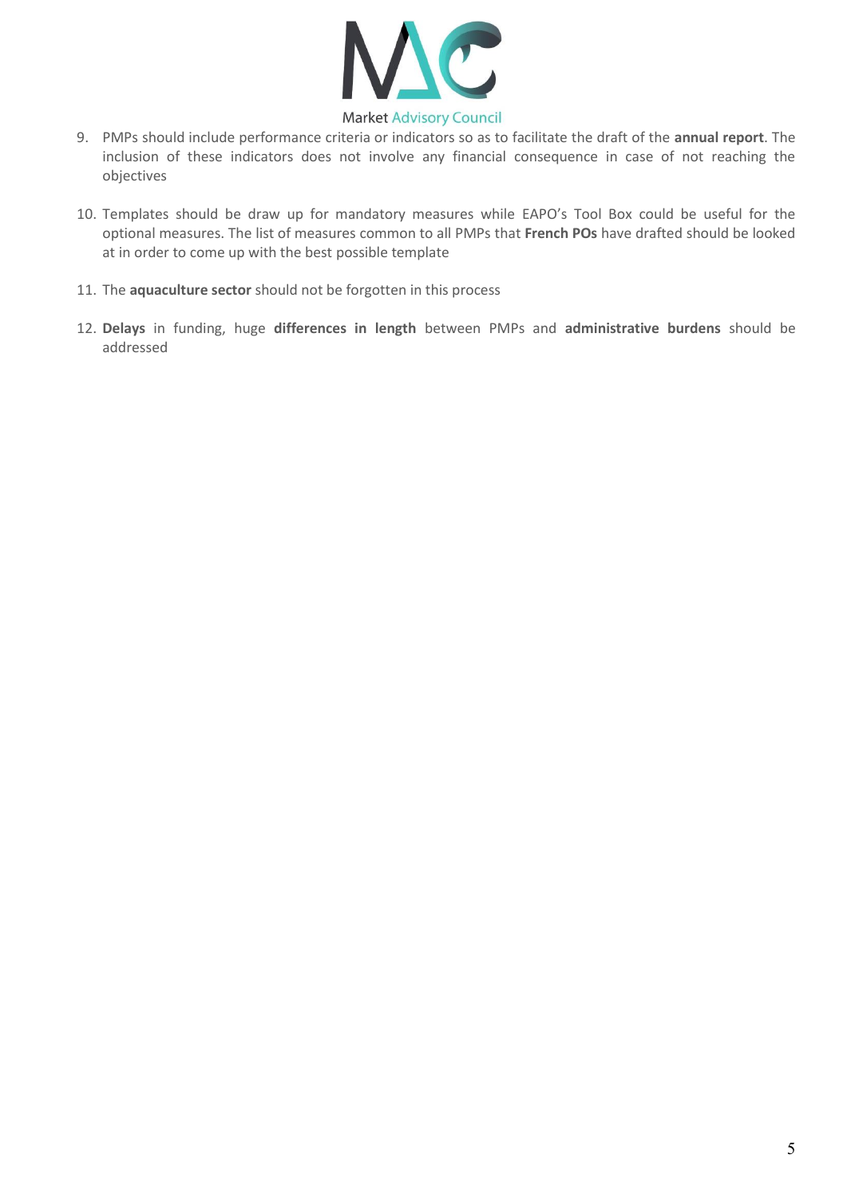9. PMPs should include performance criteria or indicators so as to facilitate the draft of the **annual report**. The inclusion of these indicators does not involve any financial consequence in case of not reaching the objectives

10. Templates should be draw up for mandatory measures while EAPO's Tool Box could be useful for the optional measures. The list of measures common to all PMPs that **French POs** have drafted should be looked at in order to come up with the best possible template

11. The **aquaculture sector** should not be forgotten in this process

12. **Delays** in funding, huge **differences in length** between PMPs and **administrative burdens** should be addressed